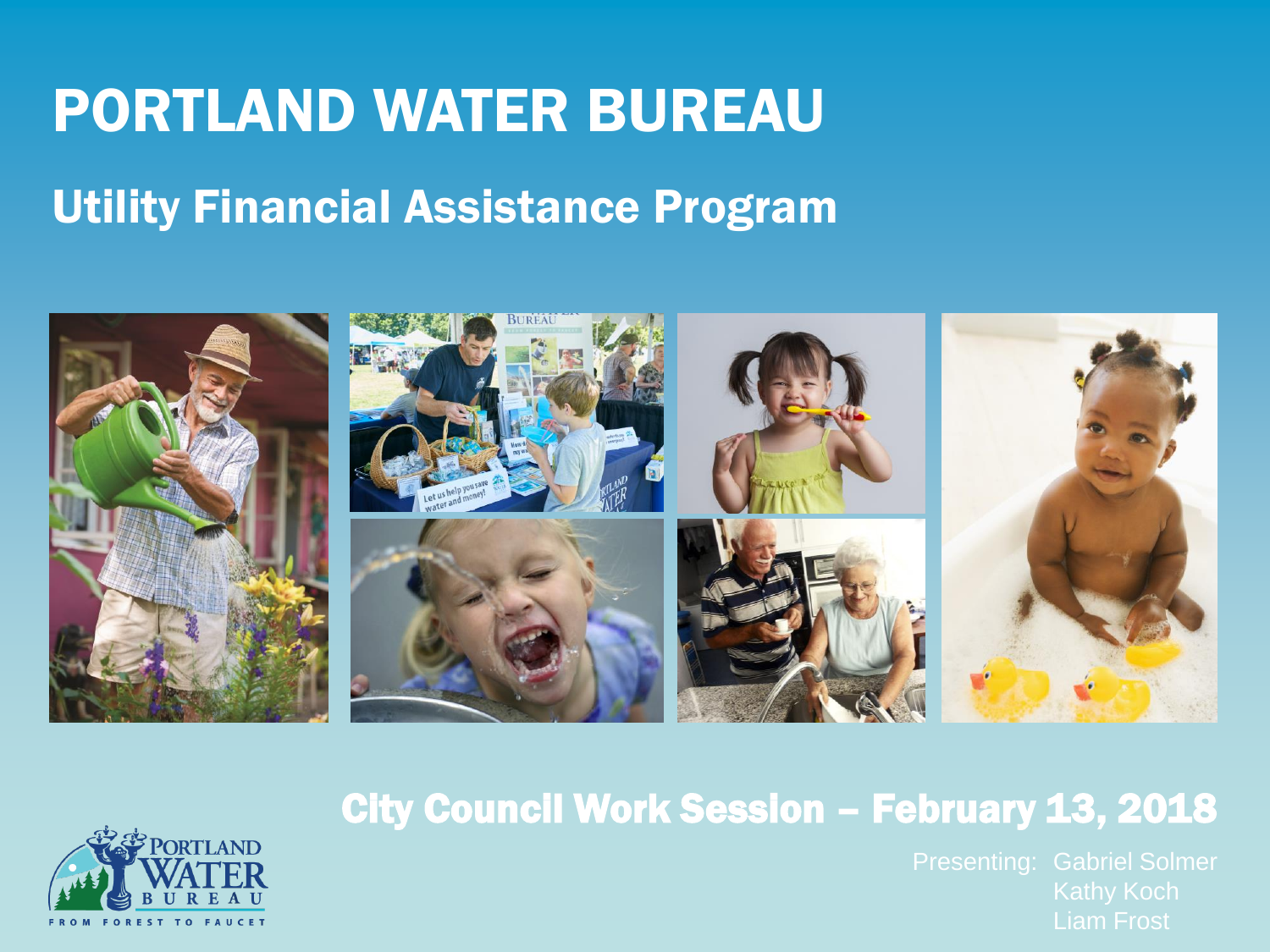# PORTLAND WATER BUREAU

## Utility Financial Assistance Program

City Council Work Session – February 13, 2018

Presenting: Gabriel Solmer
Kathy Koch
Liam Frost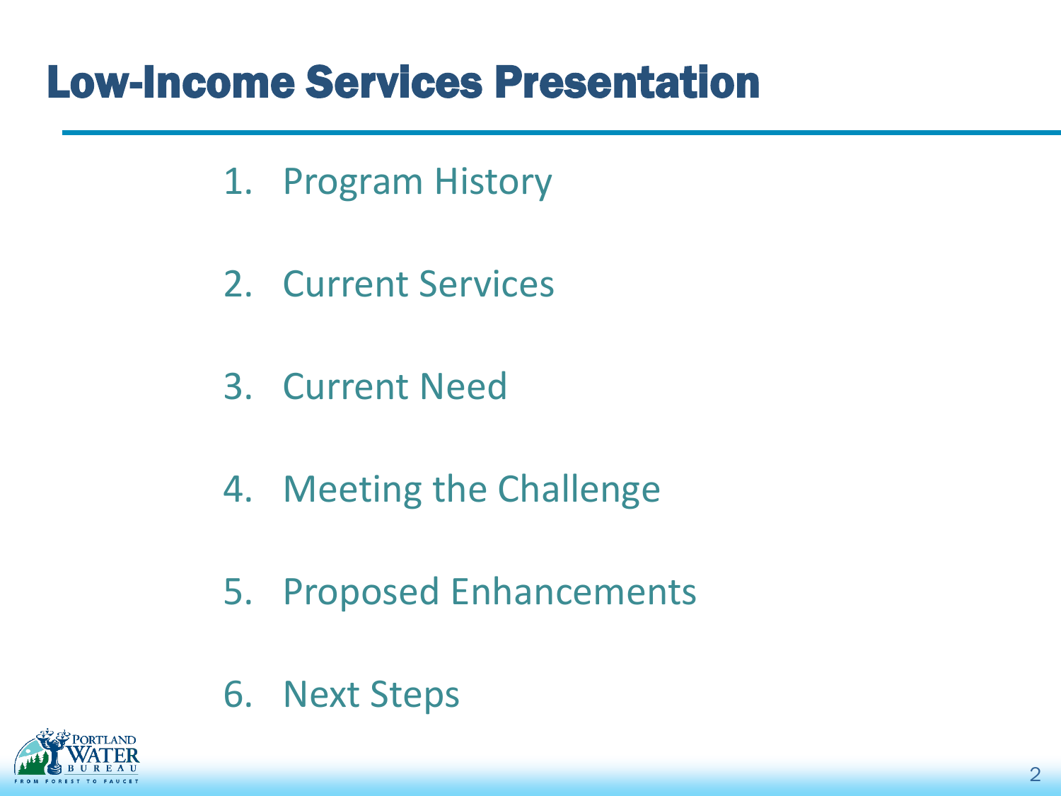# Low-Income Services Presentation

1. Program History
2. Current Services
3. Current Need
4. Meeting the Challenge
5. Proposed Enhancements
6. Next Steps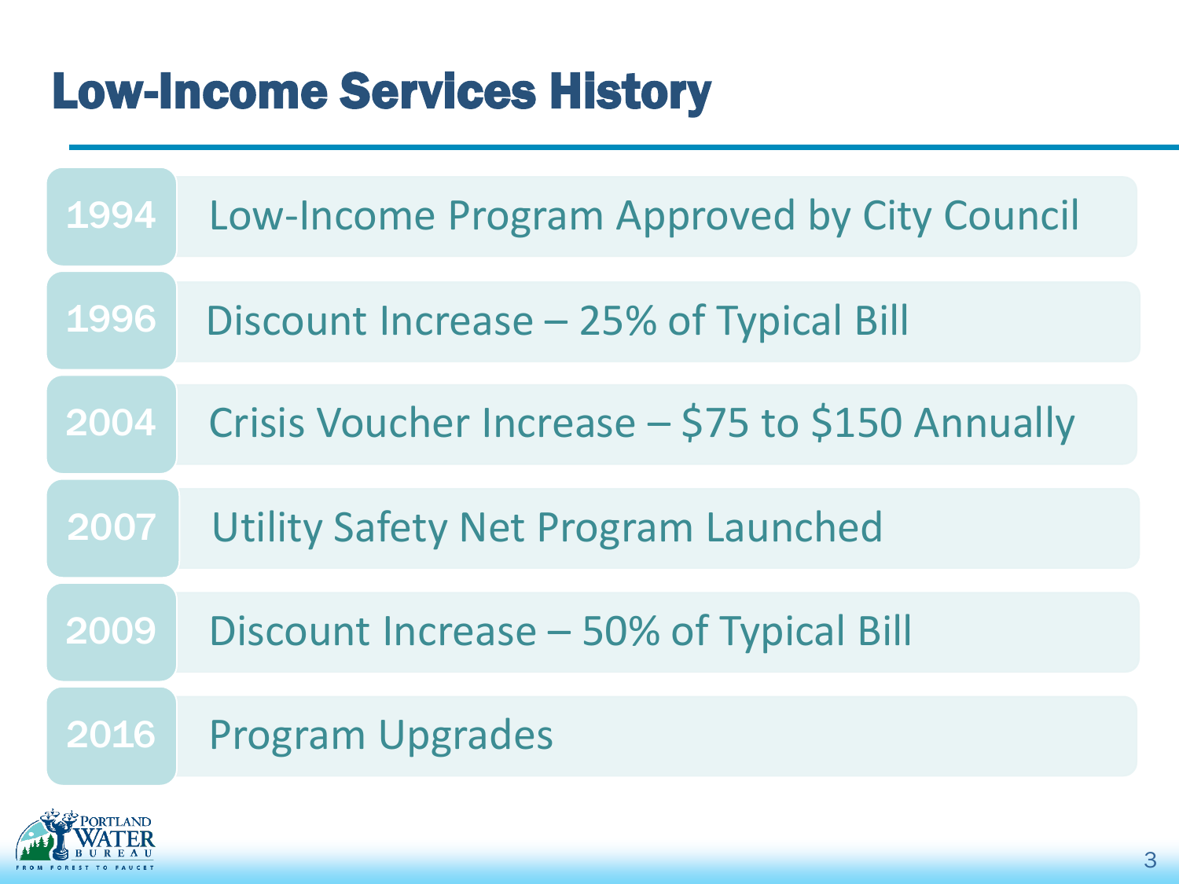# Low-Income Services History

| Year | Event |
| --- | --- |
| 1994 | Low-Income Program Approved by City Council |
| 1996 | Discount Increase – 25% of Typical Bill |
| 2004 | Crisis Voucher Increase – $75 to $150 Annually |
| 2007 | Utility Safety Net Program Launched |
| 2009 | Discount Increase – 50% of Typical Bill |
| 2016 | Program Upgrades |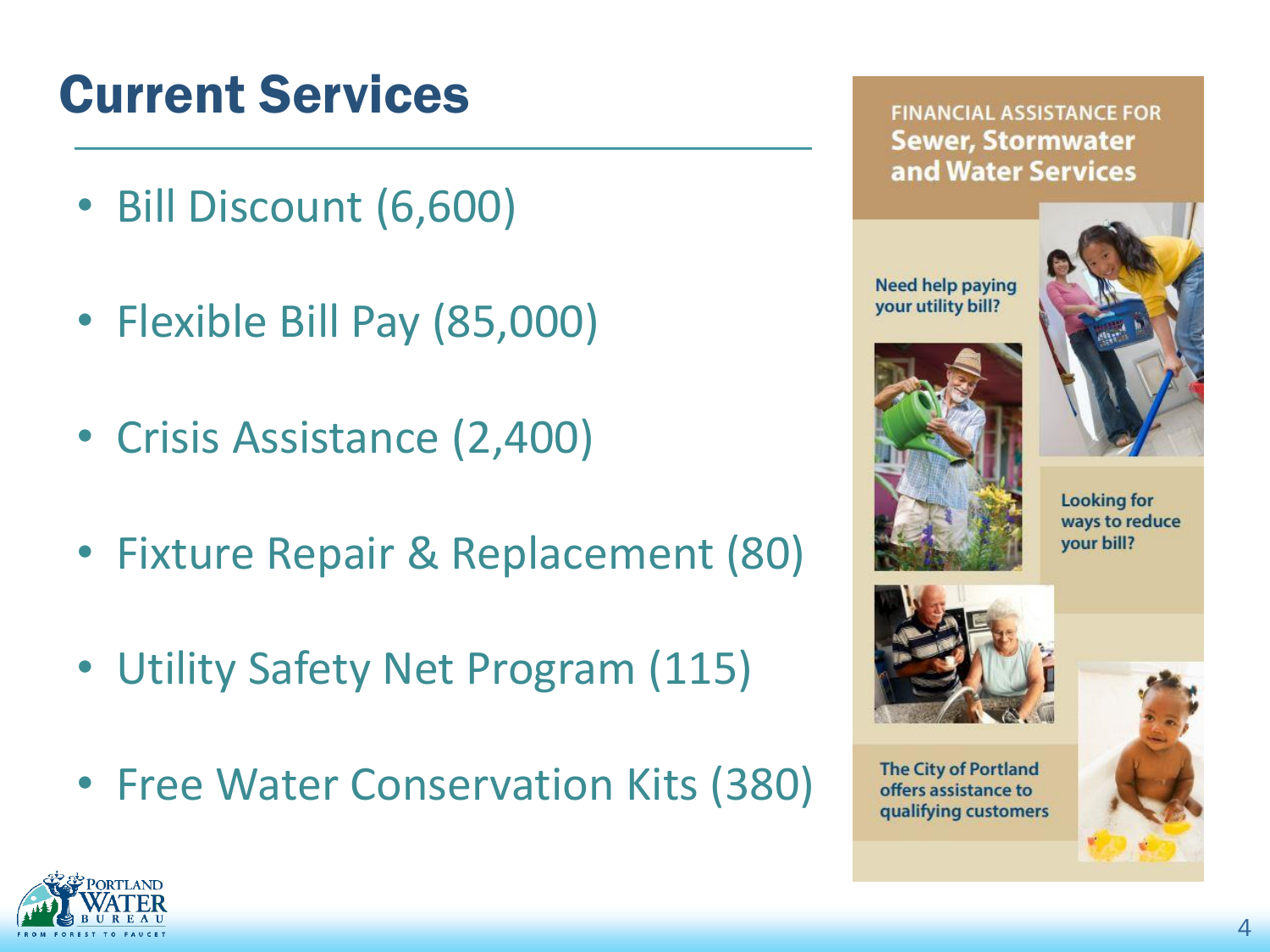# Current Services

- Bill Discount (6,600)
- Flexible Bill Pay (85,000)
- Crisis Assistance (2,400)
- Fixture Repair & Replacement (80)
- Utility Safety Net Program (115)
- Free Water Conservation Kits (380)

FINANCIAL ASSISTANCE FOR
**Sewer, Stormwater and Water Services**

Need help paying your utility bill?

Looking for ways to reduce your bill?

The City of Portland offers assistance to qualifying customers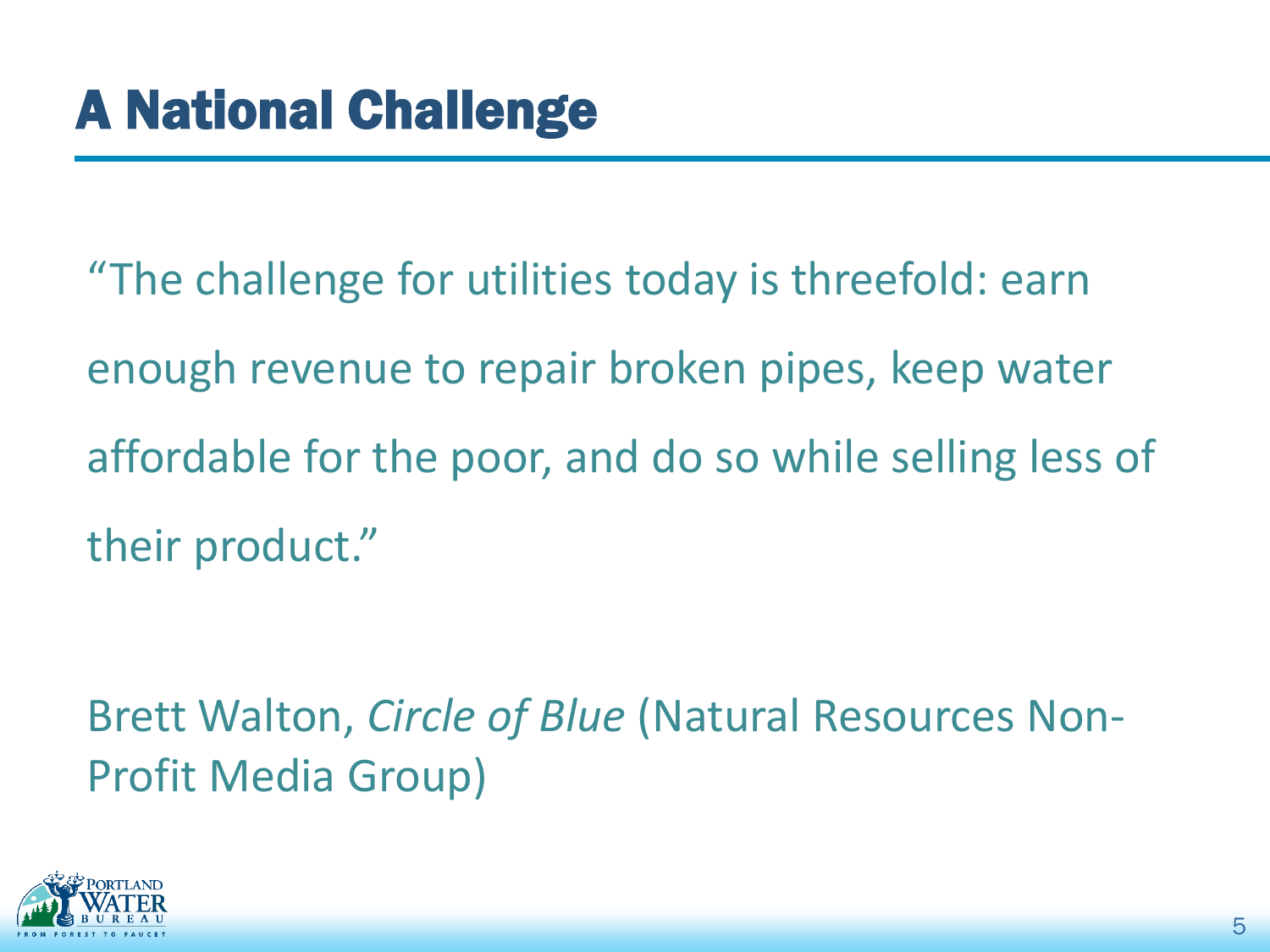# A National Challenge

"The challenge for utilities today is threefold: earn enough revenue to repair broken pipes, keep water affordable for the poor, and do so while selling less of their product."

Brett Walton, *Circle of Blue* (Natural Resources Non-Profit Media Group)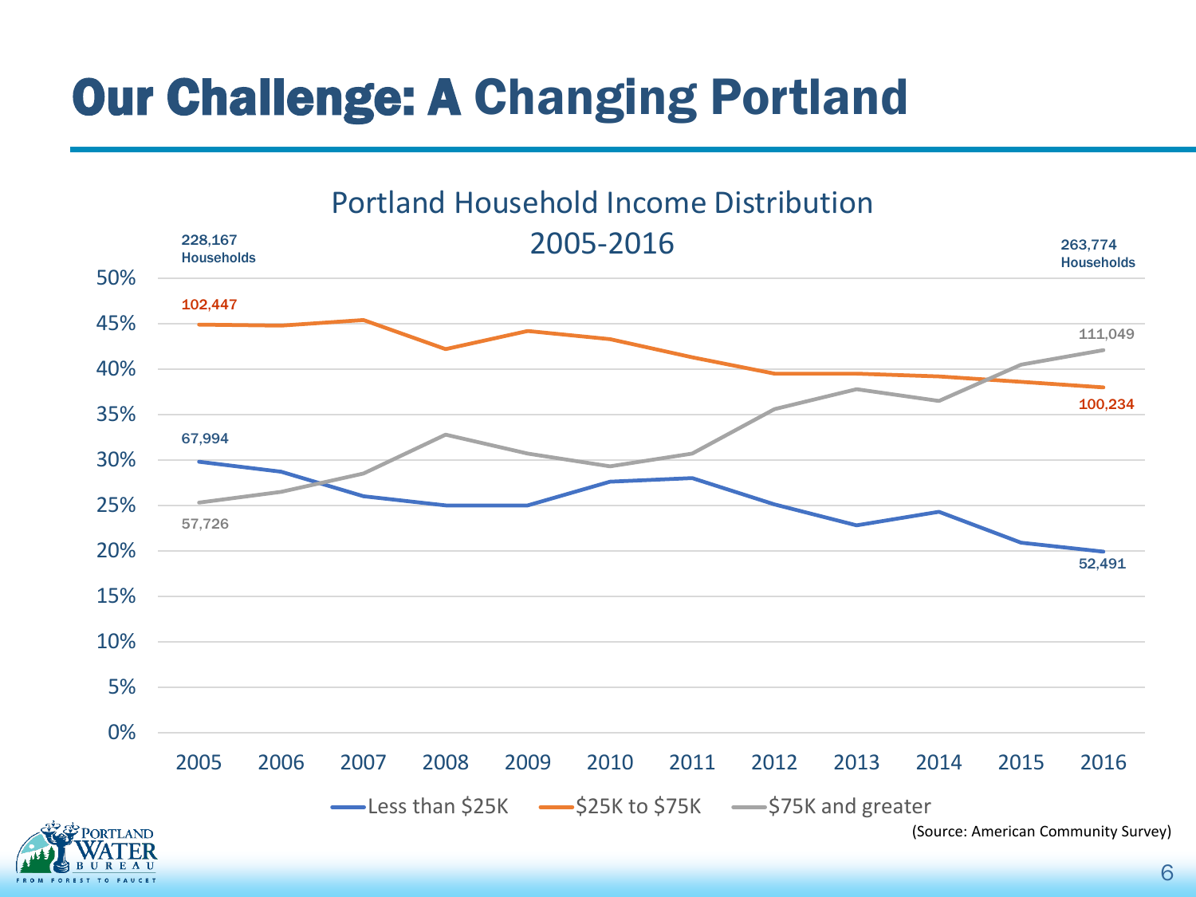# Our Challenge: A Changing Portland

Portland Household Income Distribution 2005-2016

228,167 Households

263,774 Households

| | 2005 | 2016 |
|---|---|---|
| Less than $25K | 67,994 | 52,491 |
| $25K to $75K | 102,447 | 100,234 |
| $75K and greater | 57,726 | 111,049 |

(Source: American Community Survey)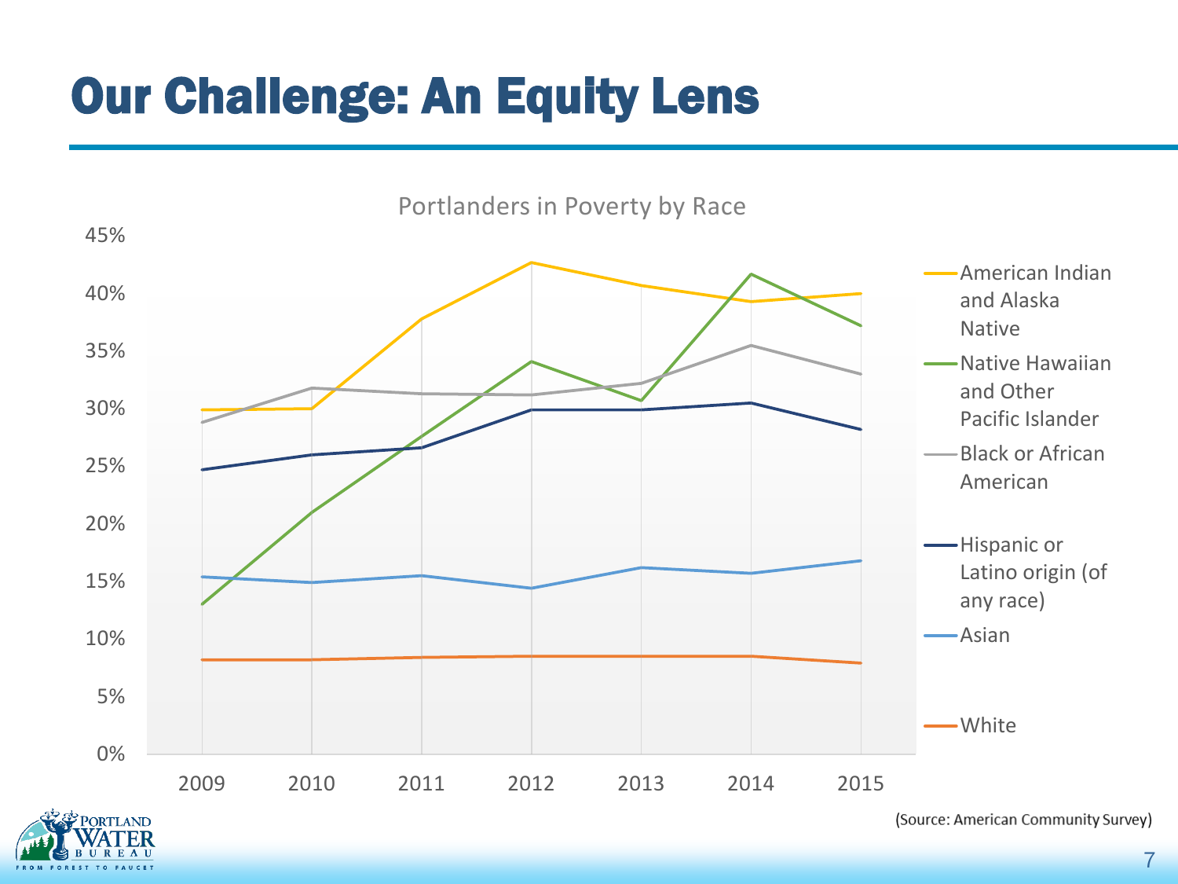# Our Challenge: An Equity Lens

Portlanders in Poverty by Race

(Source: American Community Survey)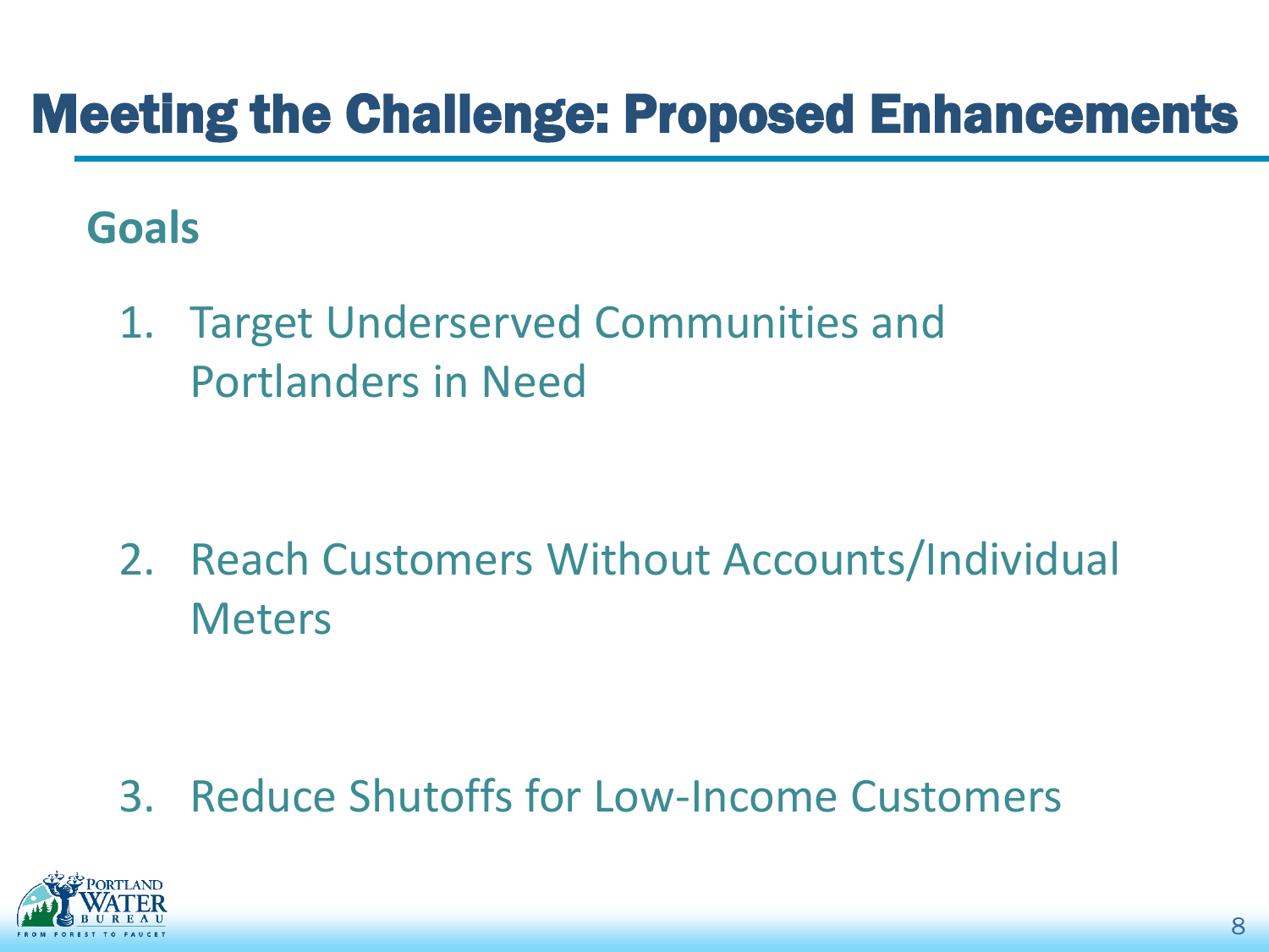# Meeting the Challenge: Proposed Enhancements

## Goals

1. Target Underserved Communities and Portlanders in Need

2. Reach Customers Without Accounts/Individual Meters

3. Reduce Shutoffs for Low-Income Customers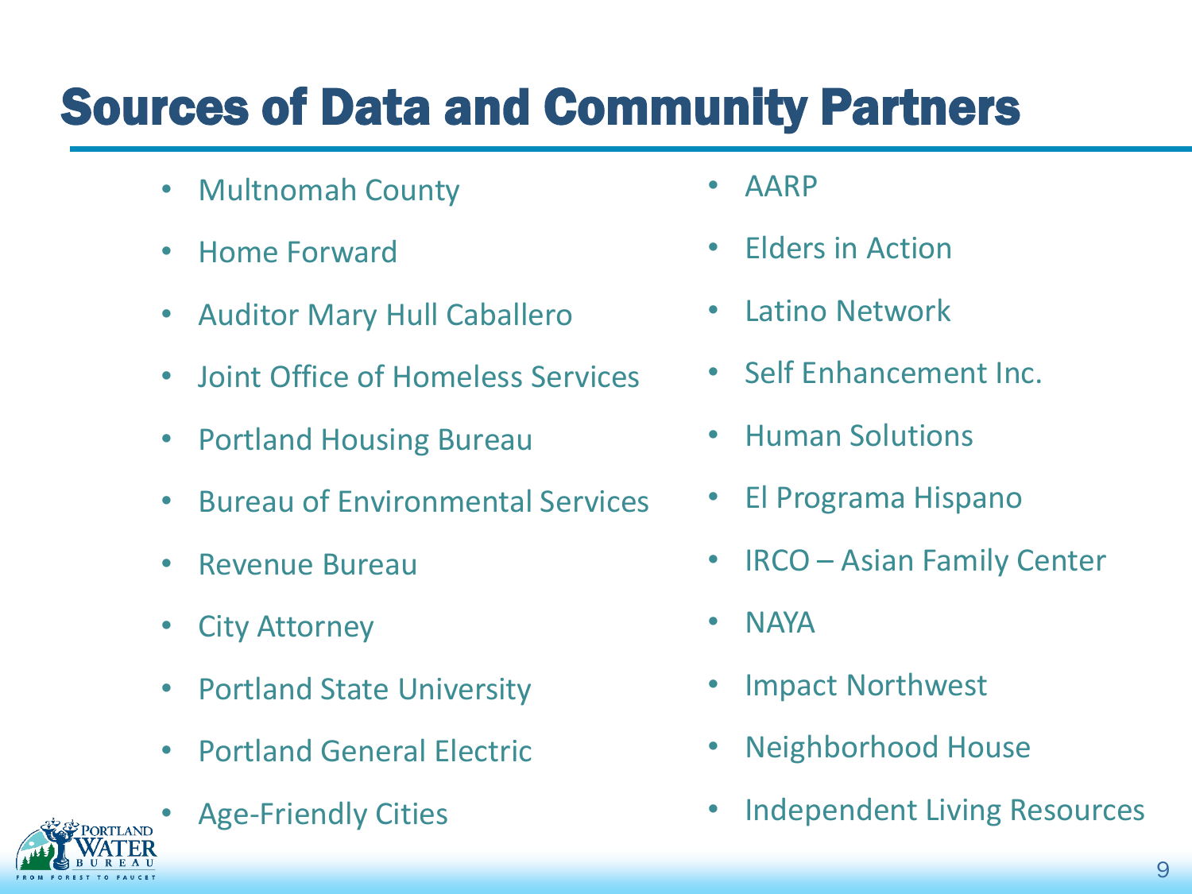# Sources of Data and Community Partners

- Multnomah County
- Home Forward
- Auditor Mary Hull Caballero
- Joint Office of Homeless Services
- Portland Housing Bureau
- Bureau of Environmental Services
- Revenue Bureau
- City Attorney
- Portland State University
- Portland General Electric
- Age-Friendly Cities
- AARP
- Elders in Action
- Latino Network
- Self Enhancement Inc.
- Human Solutions
- El Programa Hispano
- IRCO – Asian Family Center
- NAYA
- Impact Northwest
- Neighborhood House
- Independent Living Resources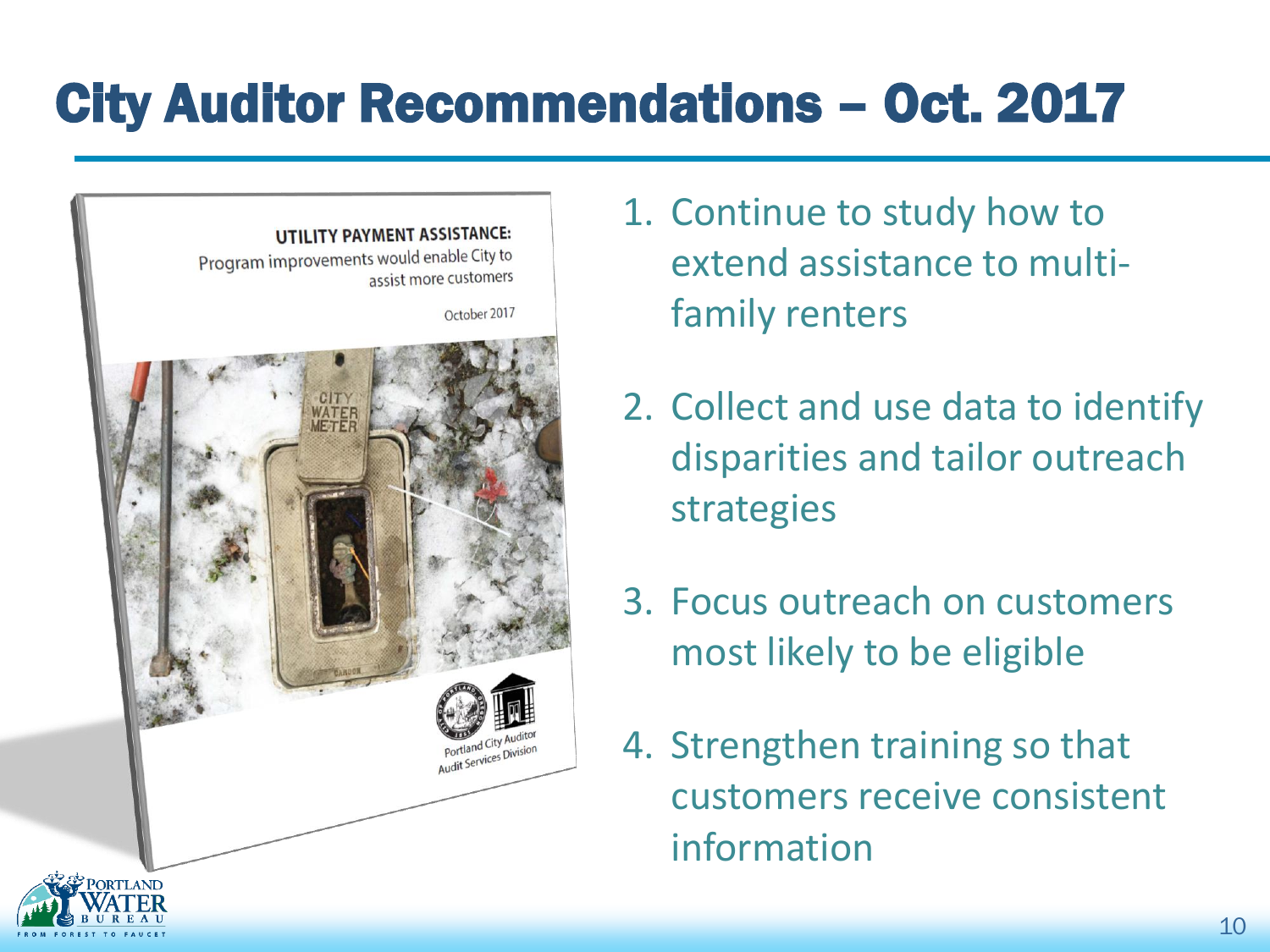# City Auditor Recommendations – Oct. 2017

1. Continue to study how to extend assistance to multi-family renters
2. Collect and use data to identify disparities and tailor outreach strategies
3. Focus outreach on customers most likely to be eligible
4. Strengthen training so that customers receive consistent information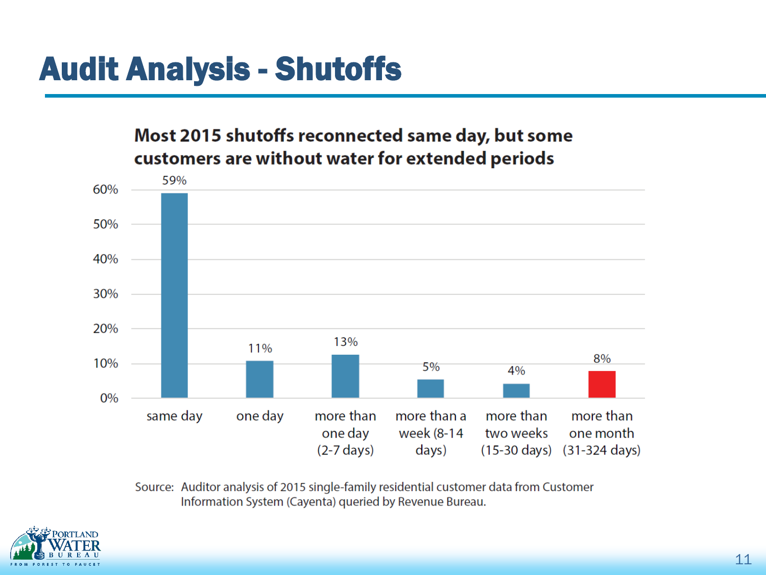# Audit Analysis - Shutoffs

**Most 2015 shutoffs reconnected same day, but some customers are without water for extended periods**

| Reconnection time | Percent of shutoffs |
|---|---|
| same day | 59% |
| one day | 11% |
| more than one day (2-7 days) | 13% |
| more than a week (8-14 days) | 5% |
| more than two weeks (15-30 days) | 4% |
| more than one month (31-324 days) | 8% |

Source: Auditor analysis of 2015 single-family residential customer data from Customer Information System (Cayenta) queried by Revenue Bureau.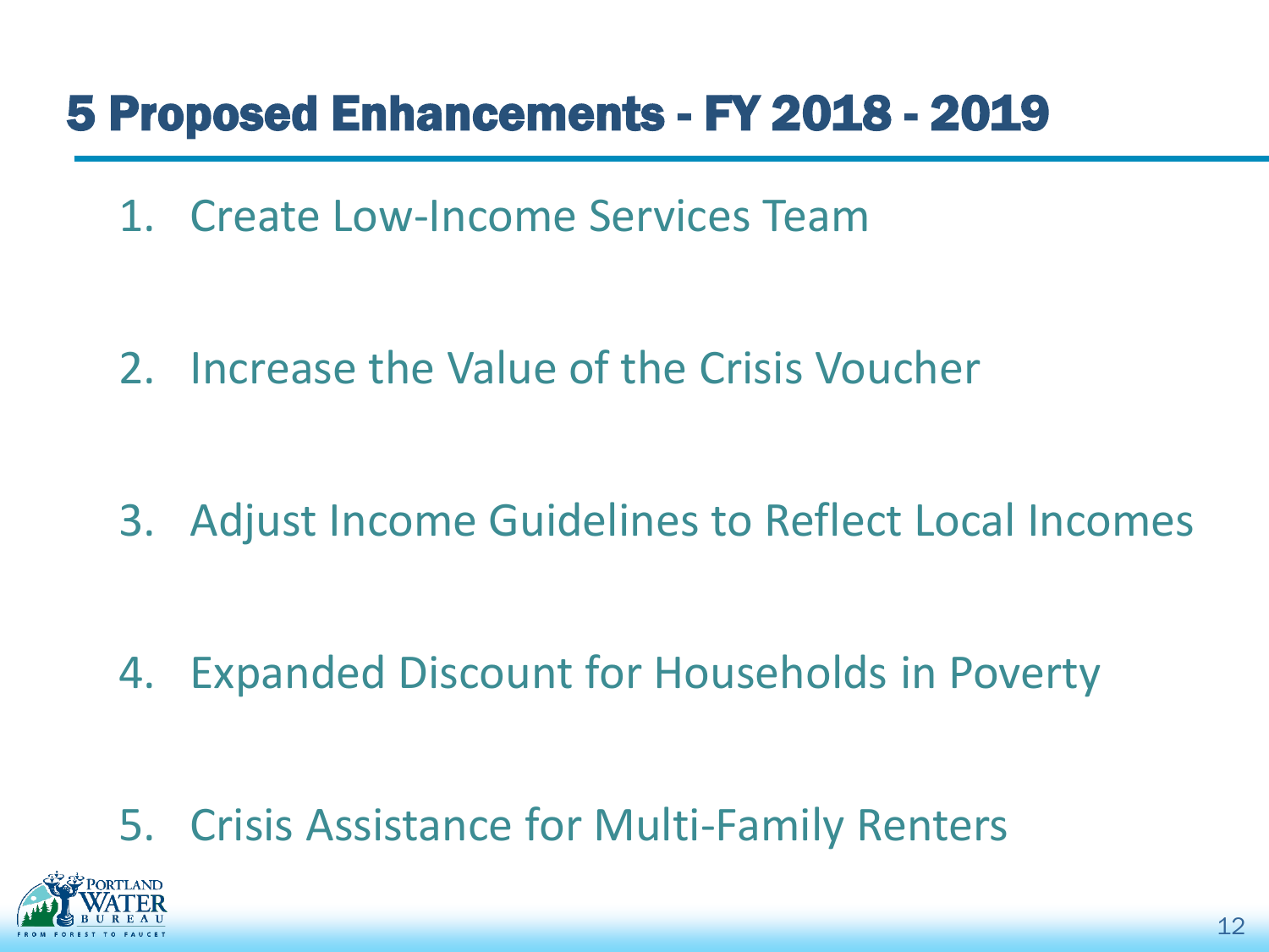# 5 Proposed Enhancements - FY 2018 - 2019

1. Create Low-Income Services Team
2. Increase the Value of the Crisis Voucher
3. Adjust Income Guidelines to Reflect Local Incomes
4. Expanded Discount for Households in Poverty
5. Crisis Assistance for Multi-Family Renters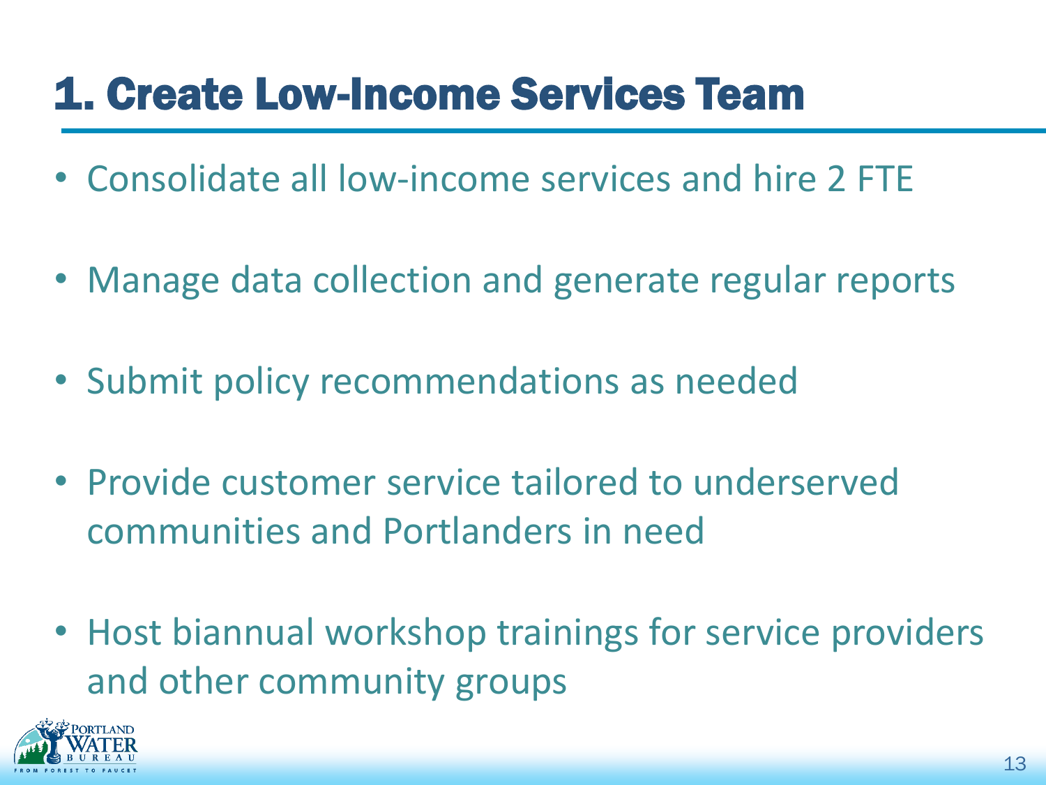# 1. Create Low-Income Services Team

- Consolidate all low-income services and hire 2 FTE
- Manage data collection and generate regular reports
- Submit policy recommendations as needed
- Provide customer service tailored to underserved communities and Portlanders in need
- Host biannual workshop trainings for service providers and other community groups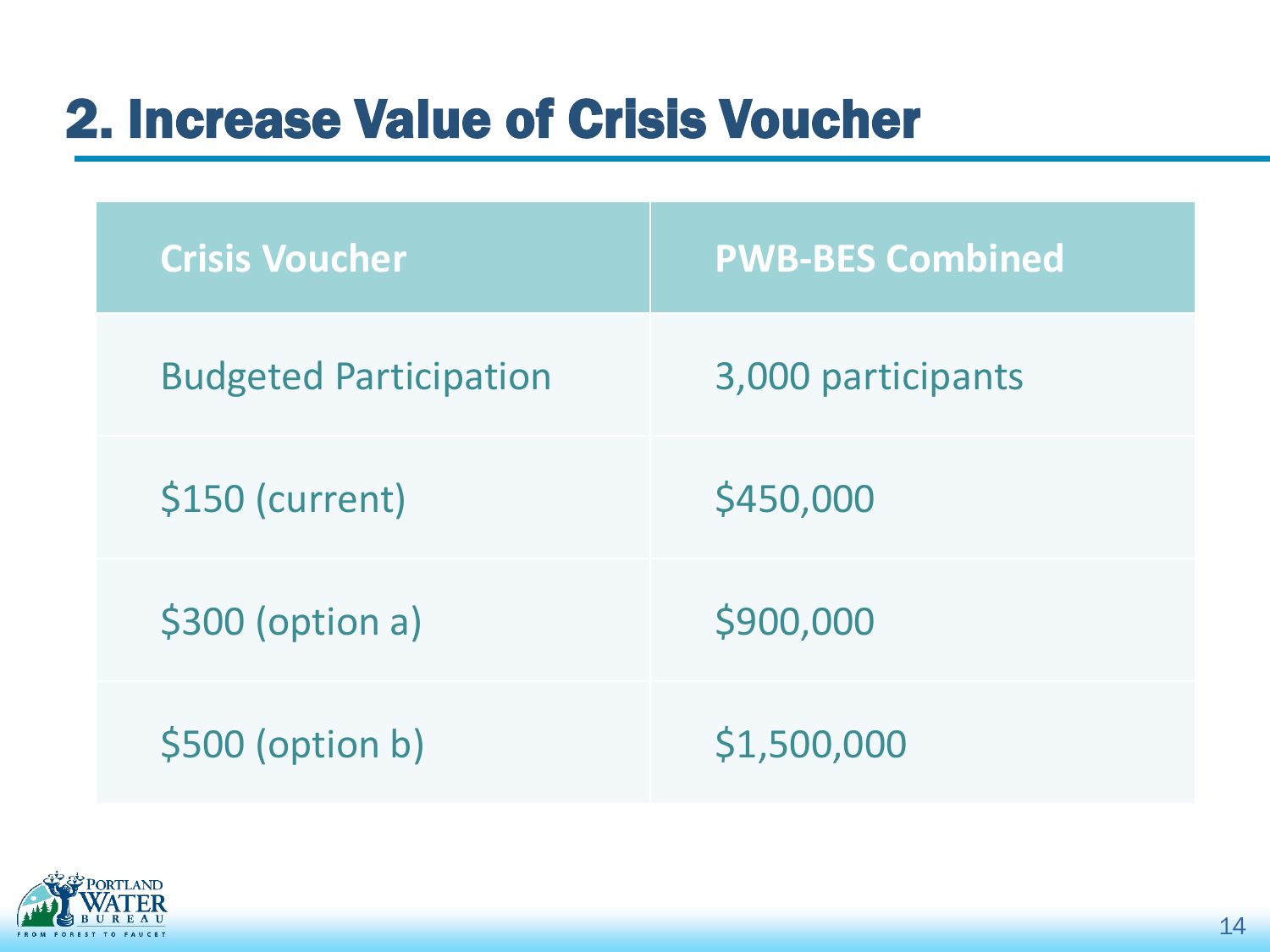# 2. Increase Value of Crisis Voucher

| Crisis Voucher | PWB-BES Combined |
| --- | --- |
| Budgeted Participation | 3,000 participants |
| $150 (current) | $450,000 |
| $300 (option a) | $900,000 |
| $500 (option b) | $1,500,000 |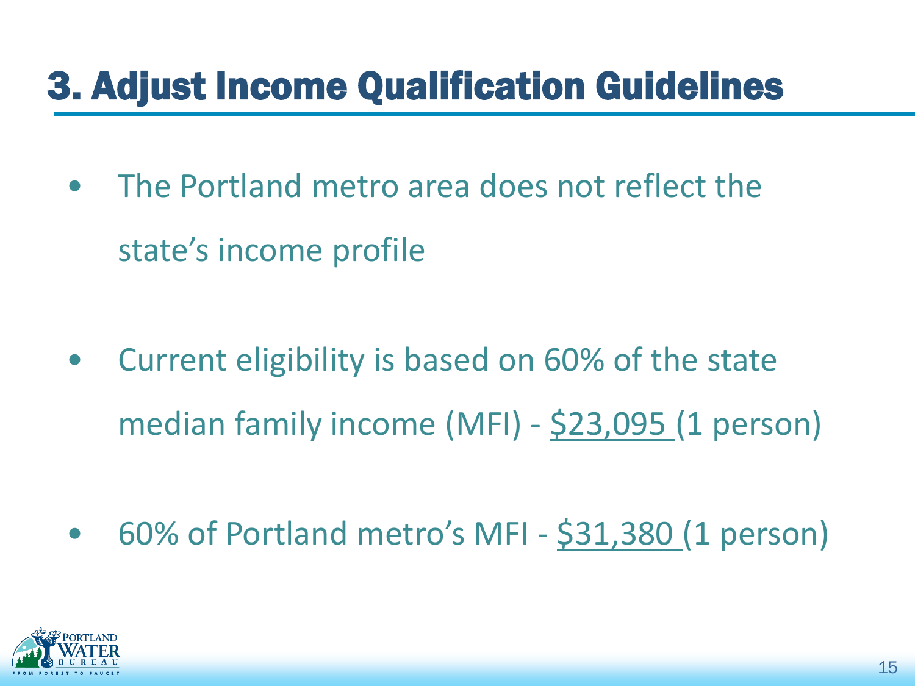# 3. Adjust Income Qualification Guidelines

- The Portland metro area does not reflect the state's income profile
- Current eligibility is based on 60% of the state median family income (MFI) - $23,095 (1 person)
- 60% of Portland metro's MFI - $31,380 (1 person)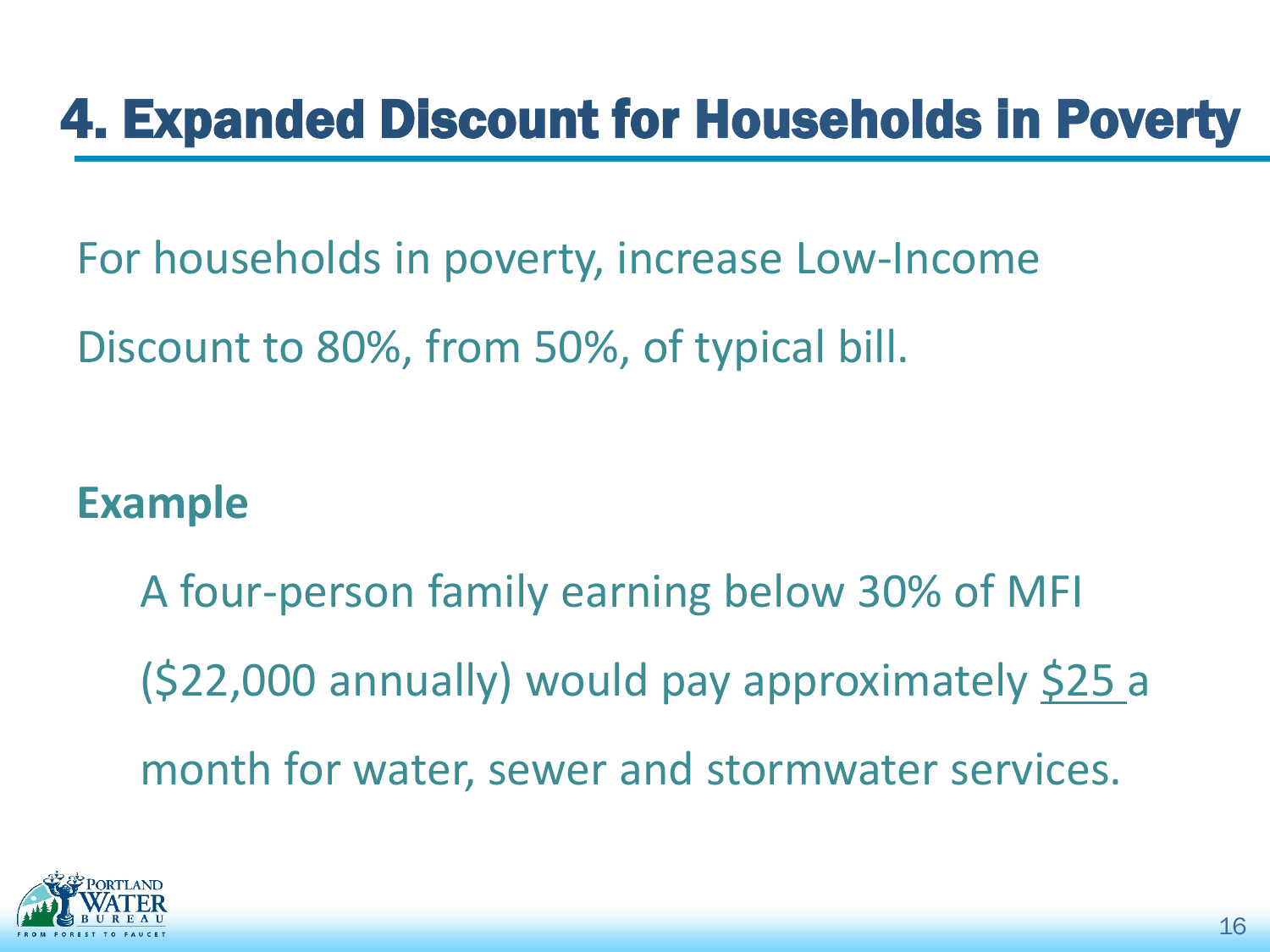# 4. Expanded Discount for Households in Poverty

For households in poverty, increase Low-Income Discount to 80%, from 50%, of typical bill.

**Example**

A four-person family earning below 30% of MFI ($22,000 annually) would pay approximately <u>$25</u> a month for water, sewer and stormwater services.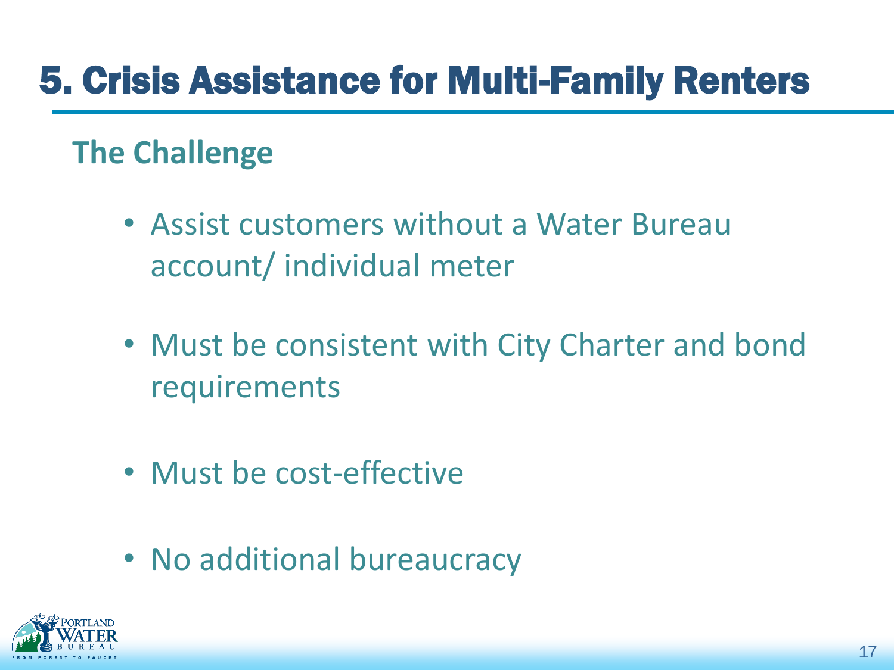# 5. Crisis Assistance for Multi-Family Renters

## The Challenge

- Assist customers without a Water Bureau account/ individual meter
- Must be consistent with City Charter and bond requirements
- Must be cost-effective
- No additional bureaucracy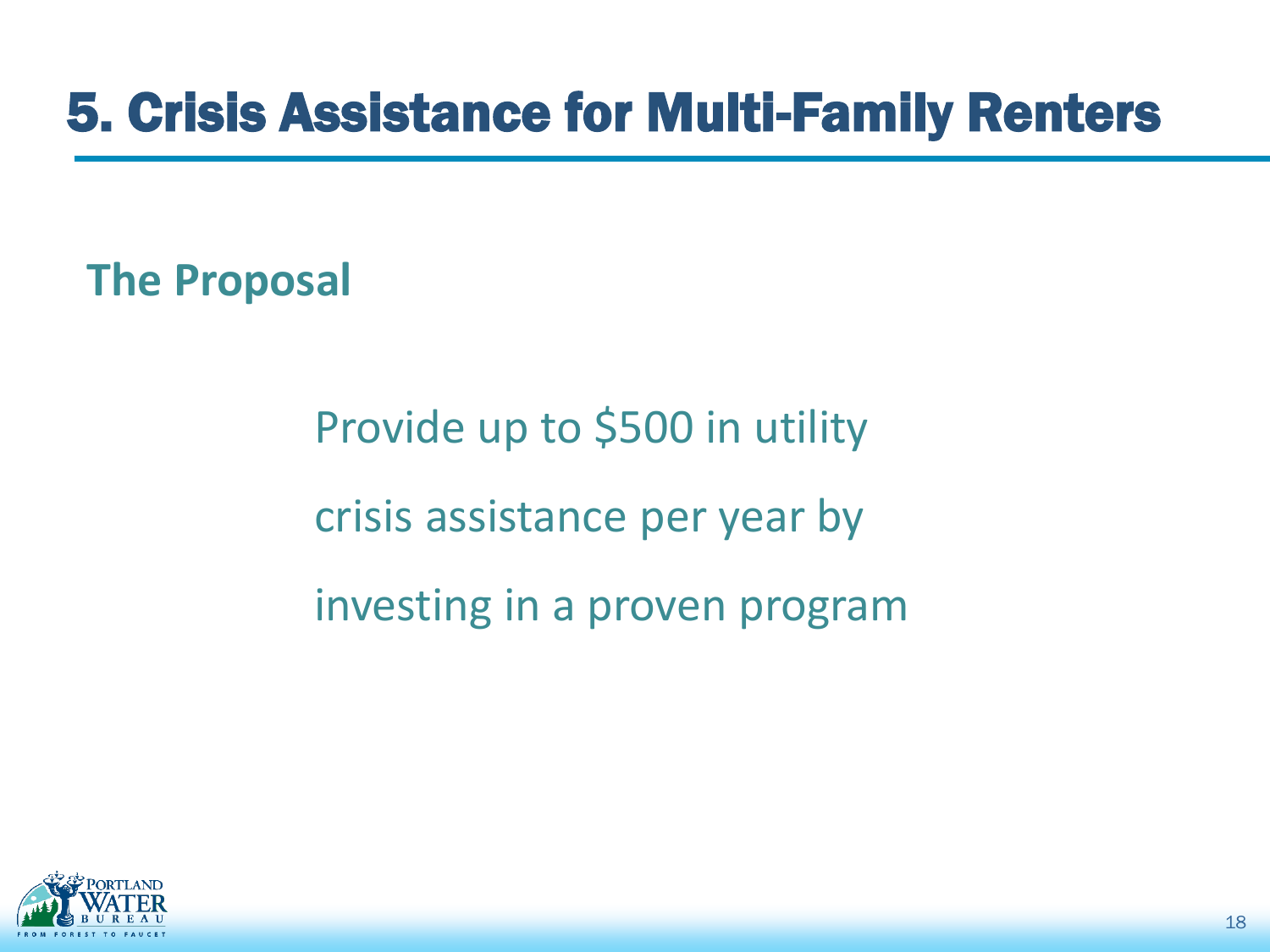# 5. Crisis Assistance for Multi-Family Renters

## The Proposal

Provide up to $500 in utility crisis assistance per year by investing in a proven program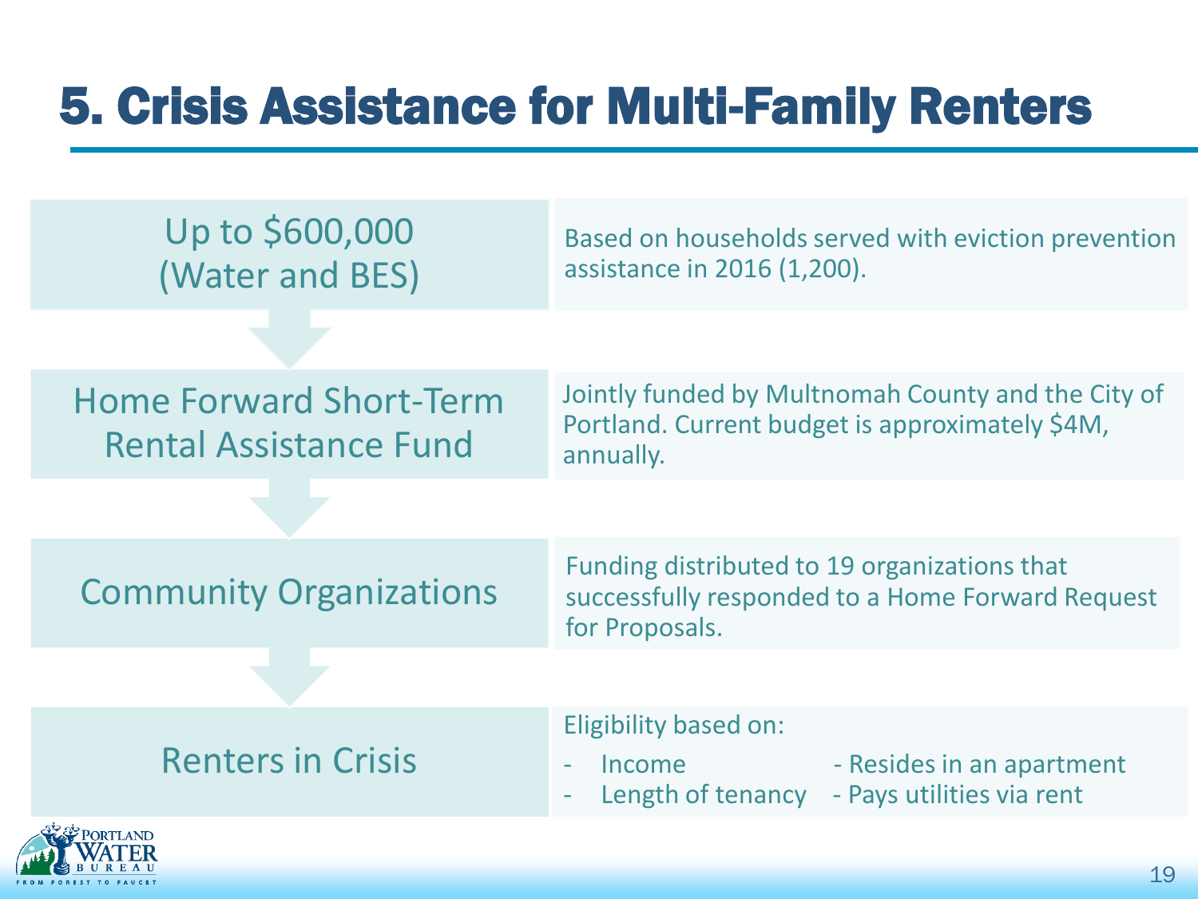# 5. Crisis Assistance for Multi-Family Renters

**Up to $600,000 (Water and BES)**

Based on households served with eviction prevention assistance in 2016 (1,200).

**Home Forward Short-Term Rental Assistance Fund**

Jointly funded by Multnomah County and the City of Portland. Current budget is approximately $4M, annually.

**Community Organizations**

Funding distributed to 19 organizations that successfully responded to a Home Forward Request for Proposals.

**Renters in Crisis**

Eligibility based on:

- Income
- Length of tenancy
- Resides in an apartment
- Pays utilities via rent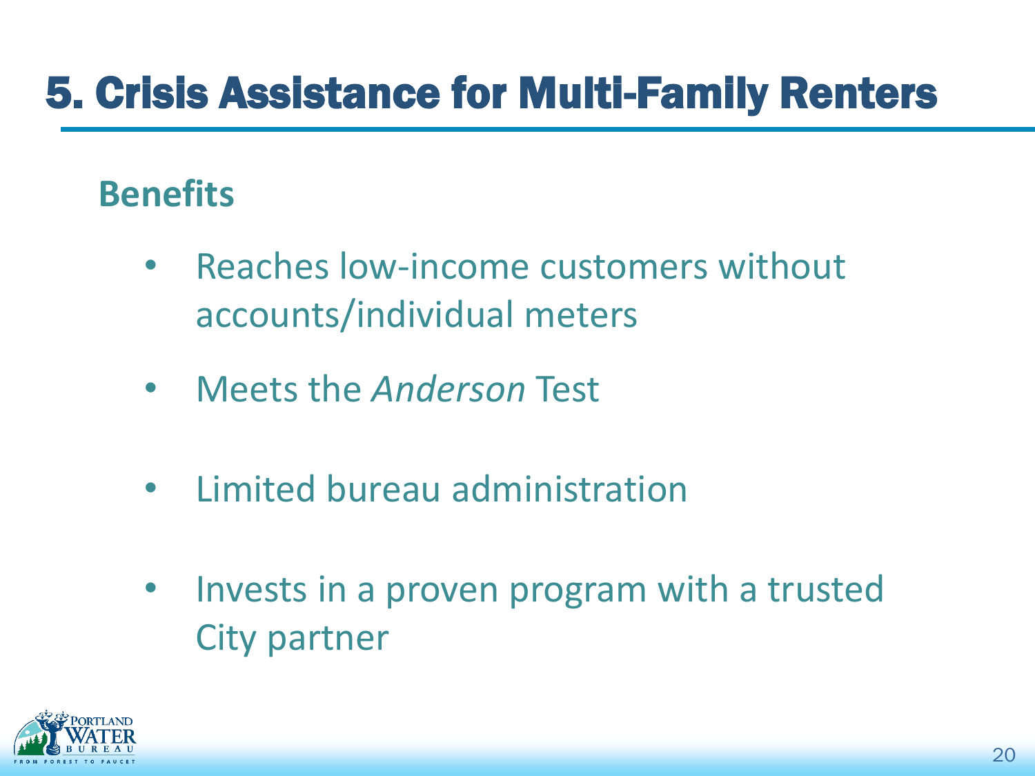# 5. Crisis Assistance for Multi-Family Renters

## Benefits

- Reaches low-income customers without accounts/individual meters
- Meets the *Anderson* Test
- Limited bureau administration
- Invests in a proven program with a trusted City partner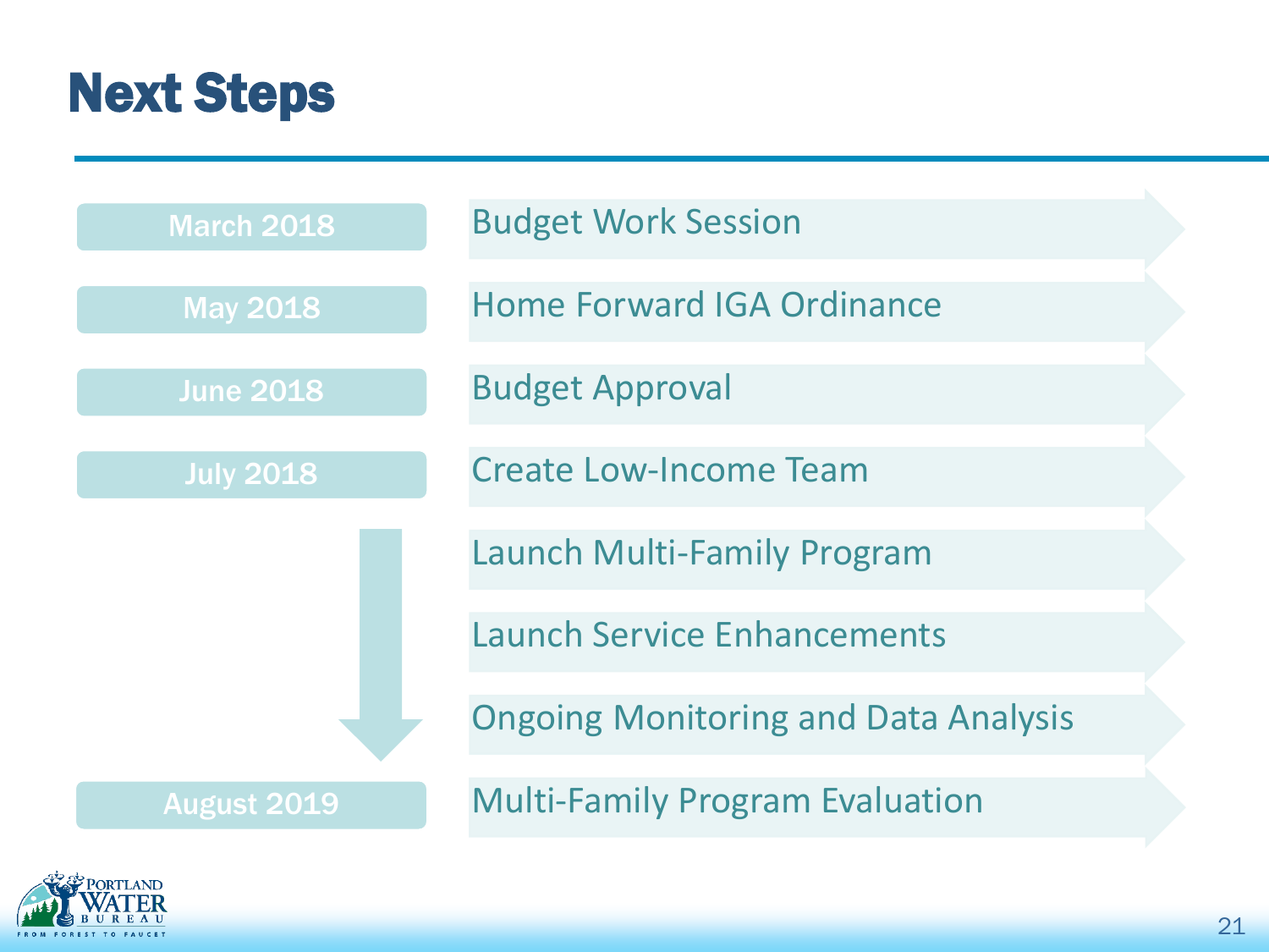# Next Steps

| | |
|---|---|
| March 2018 | Budget Work Session |
| May 2018 | Home Forward IGA Ordinance |
| June 2018 | Budget Approval |
| July 2018 | Create Low-Income Team |
| | Launch Multi-Family Program |
| | Launch Service Enhancements |
| | Ongoing Monitoring and Data Analysis |
| August 2019 | Multi-Family Program Evaluation |

PORTLAND WATER BUREAU
FROM FOREST TO FAUCET